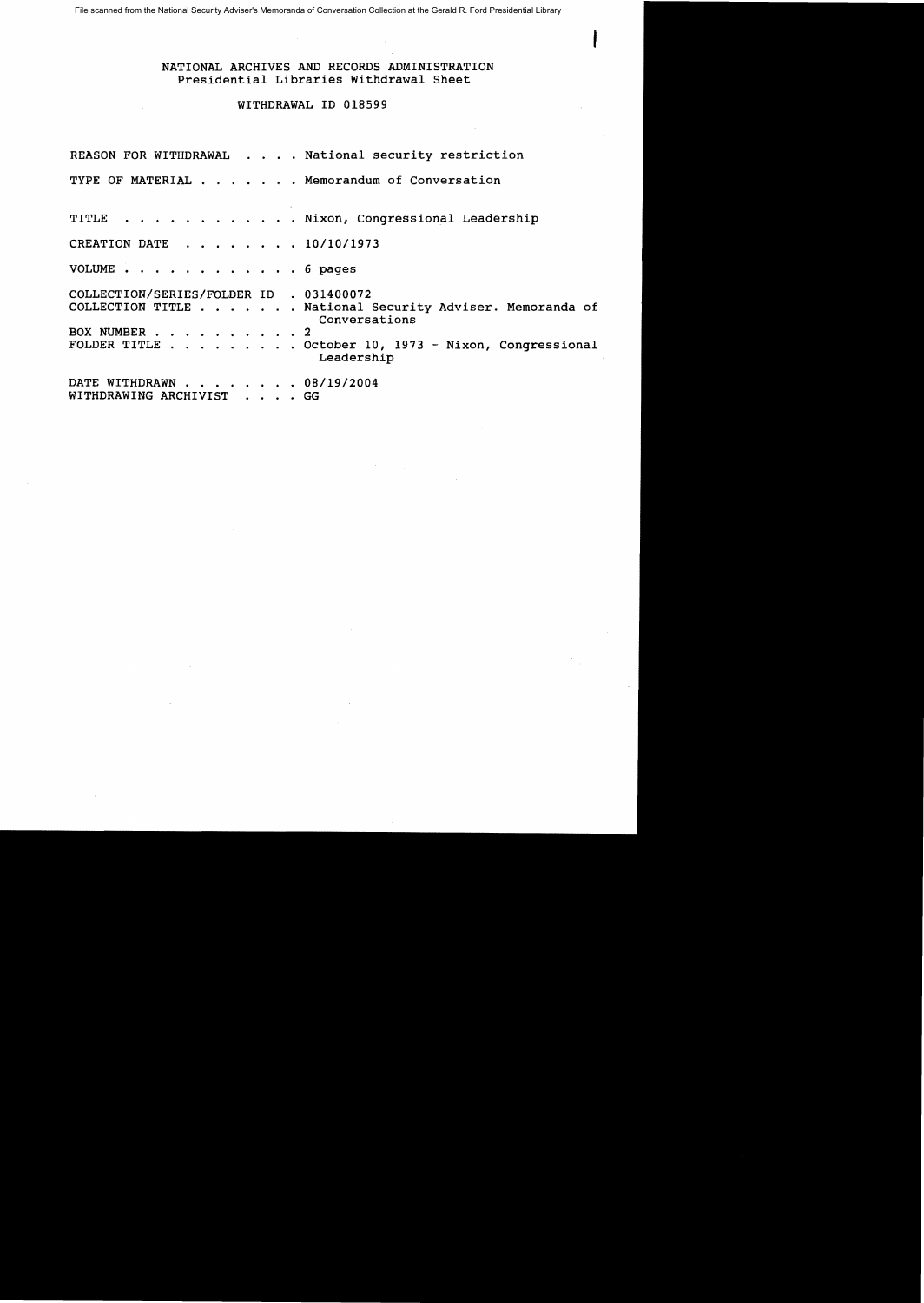File scanned from the National Security Adviser's Memoranda of Conversation Collection at the Gerald R. Ford Presidential Library

# NATIONAL ARCHIVES AND RECORDS ADMINISTRATION
## Presidential Libraries Withdrawal Sheet

### WITHDRAWAL ID 018599

REASON FOR WITHDRAWAL . . . . National security restriction

TYPE OF MATERIAL . . . . . . . Memorandum of Conversation

TITLE . . . . . . . . . . . . Nixon, Congressional Leadership

CREATION DATE . . . . . . . . 10/10/1973

VOLUME . . . . . . . . . . . . 6 pages

COLLECTION/SERIES/FOLDER ID . 031400072
COLLECTION TITLE . . . . . . . National Security Adviser. Memoranda of Conversations
BOX NUMBER . . . . . . . . . . 2
FOLDER TITLE . . . . . . . . . October 10, 1973 - Nixon, Congressional Leadership

DATE WITHDRAWN . . . . . . . . 08/19/2004
WITHDRAWING ARCHIVIST . . . . GG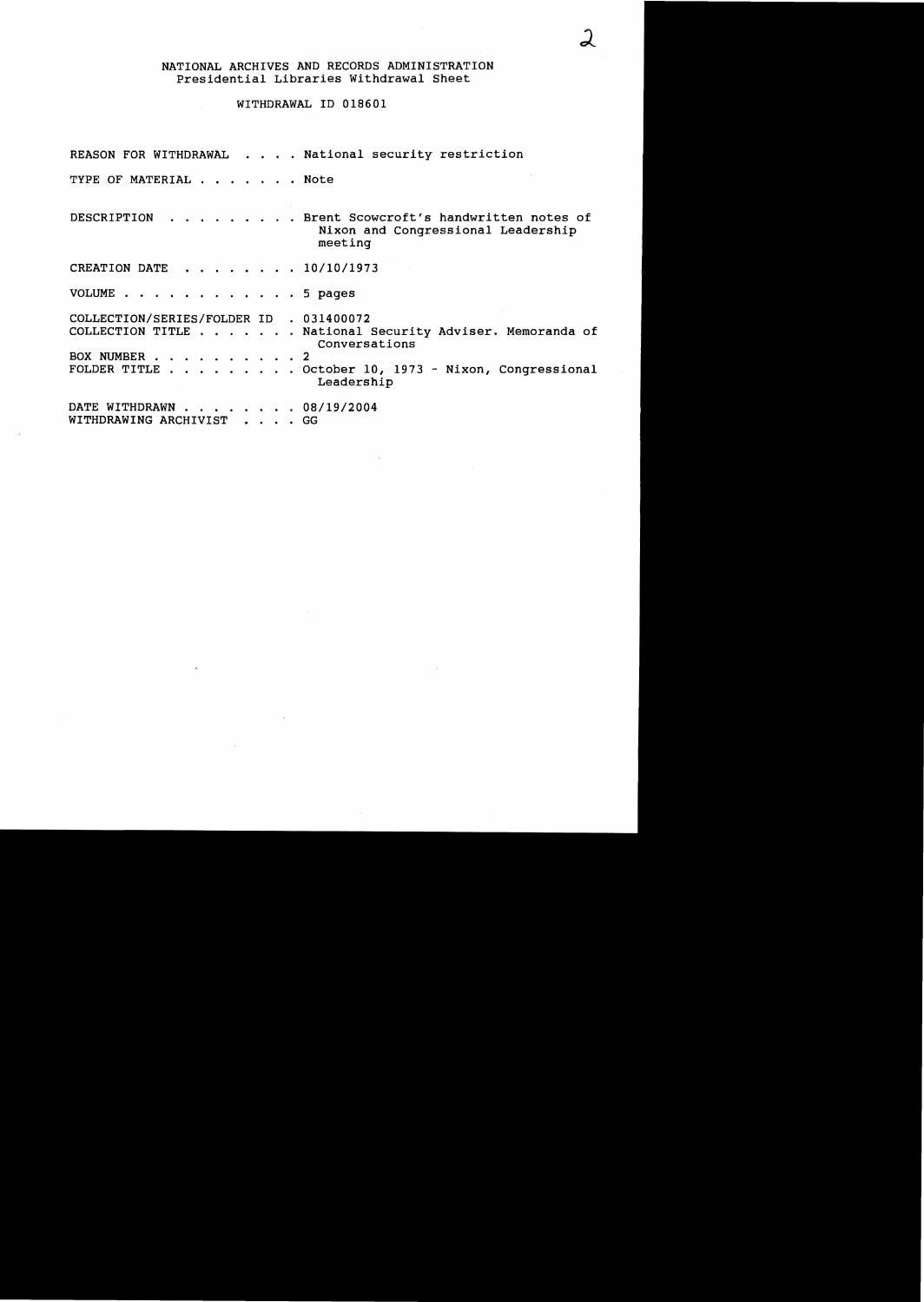NATIONAL ARCHIVES AND RECORDS ADMINISTRATION
Presidential Libraries Withdrawal Sheet

WITHDRAWAL ID 018601

REASON FOR WITHDRAWAL . . . . National security restriction

TYPE OF MATERIAL . . . . . . . Note

DESCRIPTION . . . . . . . . . Brent Scowcroft's handwritten notes of Nixon and Congressional Leadership meeting

CREATION DATE . . . . . . . . 10/10/1973

VOLUME . . . . . . . . . . . . 5 pages

COLLECTION/SERIES/FOLDER ID . 031400072
COLLECTION TITLE . . . . . . . National Security Adviser. Memoranda of Conversations
BOX NUMBER . . . . . . . . . . 2
FOLDER TITLE . . . . . . . . . October 10, 1973 - Nixon, Congressional Leadership

DATE WITHDRAWN . . . . . . . . 08/19/2004
WITHDRAWING ARCHIVIST . . . . GG